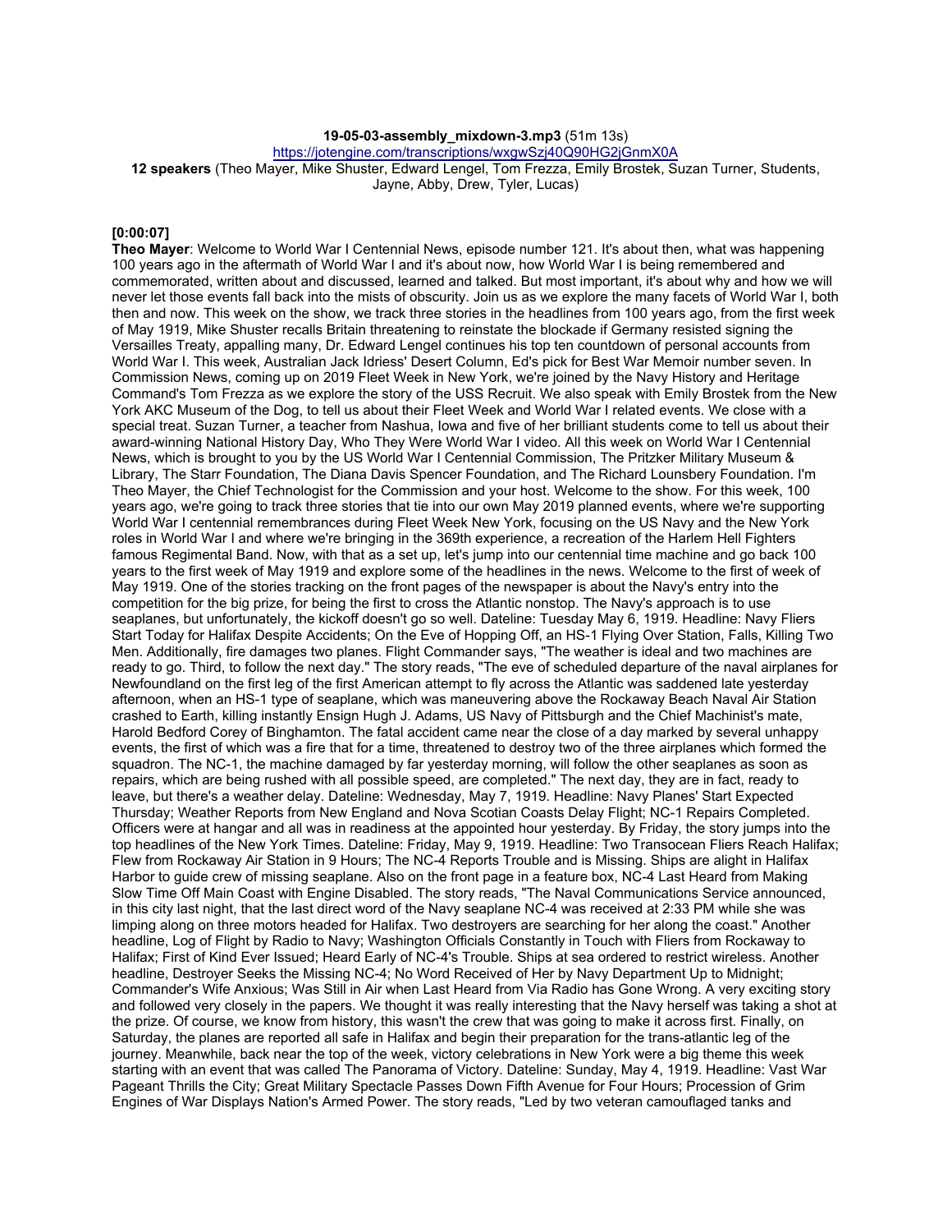**19-05-03-assembly_mixdown-3.mp3** (51m 13s)

https://jotengine.com/transcriptions/wxgwSzj40Q90HG2jGnmX0A

**12 speakers** (Theo Mayer, Mike Shuster, Edward Lengel, Tom Frezza, Emily Brostek, Suzan Turner, Students, Jayne, Abby, Drew, Tyler, Lucas)

**[0:00:07]**

**Theo Mayer**: Welcome to World War I Centennial News, episode number 121. It's about then, what was happening 100 years ago in the aftermath of World War I and it's about now, how World War I is being remembered and commemorated, written about and discussed, learned and talked. But most important, it's about why and how we will never let those events fall back into the mists of obscurity. Join us as we explore the many facets of World War I, both then and now. This week on the show, we track three stories in the headlines from 100 years ago, from the first week of May 1919, Mike Shuster recalls Britain threatening to reinstate the blockade if Germany resisted signing the Versailles Treaty, appalling many, Dr. Edward Lengel continues his top ten countdown of personal accounts from World War I. This week, Australian Jack Idriess' Desert Column, Ed's pick for Best War Memoir number seven. In Commission News, coming up on 2019 Fleet Week in New York, we're joined by the Navy History and Heritage Command's Tom Frezza as we explore the story of the USS Recruit. We also speak with Emily Brostek from the New York AKC Museum of the Dog, to tell us about their Fleet Week and World War I related events. We close with a special treat. Suzan Turner, a teacher from Nashua, Iowa and five of her brilliant students come to tell us about their award-winning National History Day, Who They Were World War I video. All this week on World War I Centennial News, which is brought to you by the US World War I Centennial Commission, The Pritzker Military Museum & Library, The Starr Foundation, The Diana Davis Spencer Foundation, and The Richard Lounsbery Foundation. I'm Theo Mayer, the Chief Technologist for the Commission and your host. Welcome to the show. For this week, 100 years ago, we're going to track three stories that tie into our own May 2019 planned events, where we're supporting World War I centennial remembrances during Fleet Week New York, focusing on the US Navy and the New York roles in World War I and where we're bringing in the 369th experience, a recreation of the Harlem Hell Fighters famous Regimental Band. Now, with that as a set up, let's jump into our centennial time machine and go back 100 years to the first week of May 1919 and explore some of the headlines in the news. Welcome to the first of week of May 1919. One of the stories tracking on the front pages of the newspaper is about the Navy's entry into the competition for the big prize, for being the first to cross the Atlantic nonstop. The Navy's approach is to use seaplanes, but unfortunately, the kickoff doesn't go so well. Dateline: Tuesday May 6, 1919. Headline: Navy Fliers Start Today for Halifax Despite Accidents; On the Eve of Hopping Off, an HS-1 Flying Over Station, Falls, Killing Two Men. Additionally, fire damages two planes. Flight Commander says, "The weather is ideal and two machines are ready to go. Third, to follow the next day." The story reads, "The eve of scheduled departure of the naval airplanes for Newfoundland on the first leg of the first American attempt to fly across the Atlantic was saddened late yesterday afternoon, when an HS-1 type of seaplane, which was maneuvering above the Rockaway Beach Naval Air Station crashed to Earth, killing instantly Ensign Hugh J. Adams, US Navy of Pittsburgh and the Chief Machinist's mate, Harold Bedford Corey of Binghamton. The fatal accident came near the close of a day marked by several unhappy events, the first of which was a fire that for a time, threatened to destroy two of the three airplanes which formed the squadron. The NC-1, the machine damaged by far yesterday morning, will follow the other seaplanes as soon as repairs, which are being rushed with all possible speed, are completed." The next day, they are in fact, ready to leave, but there's a weather delay. Dateline: Wednesday, May 7, 1919. Headline: Navy Planes' Start Expected Thursday; Weather Reports from New England and Nova Scotian Coasts Delay Flight; NC-1 Repairs Completed. Officers were at hangar and all was in readiness at the appointed hour yesterday. By Friday, the story jumps into the top headlines of the New York Times. Dateline: Friday, May 9, 1919. Headline: Two Transocean Fliers Reach Halifax; Flew from Rockaway Air Station in 9 Hours; The NC-4 Reports Trouble and is Missing. Ships are alight in Halifax Harbor to guide crew of missing seaplane. Also on the front page in a feature box, NC-4 Last Heard from Making Slow Time Off Main Coast with Engine Disabled. The story reads, "The Naval Communications Service announced, in this city last night, that the last direct word of the Navy seaplane NC-4 was received at 2:33 PM while she was limping along on three motors headed for Halifax. Two destroyers are searching for her along the coast." Another headline, Log of Flight by Radio to Navy; Washington Officials Constantly in Touch with Fliers from Rockaway to Halifax; First of Kind Ever Issued; Heard Early of NC-4's Trouble. Ships at sea ordered to restrict wireless. Another headline, Destroyer Seeks the Missing NC-4; No Word Received of Her by Navy Department Up to Midnight; Commander's Wife Anxious; Was Still in Air when Last Heard from Via Radio has Gone Wrong. A very exciting story and followed very closely in the papers. We thought it was really interesting that the Navy herself was taking a shot at the prize. Of course, we know from history, this wasn't the crew that was going to make it across first. Finally, on Saturday, the planes are reported all safe in Halifax and begin their preparation for the trans-atlantic leg of the journey. Meanwhile, back near the top of the week, victory celebrations in New York were a big theme this week starting with an event that was called The Panorama of Victory. Dateline: Sunday, May 4, 1919. Headline: Vast War Pageant Thrills the City; Great Military Spectacle Passes Down Fifth Avenue for Four Hours; Procession of Grim Engines of War Displays Nation's Armed Power. The story reads, "Led by two veteran camouflaged tanks and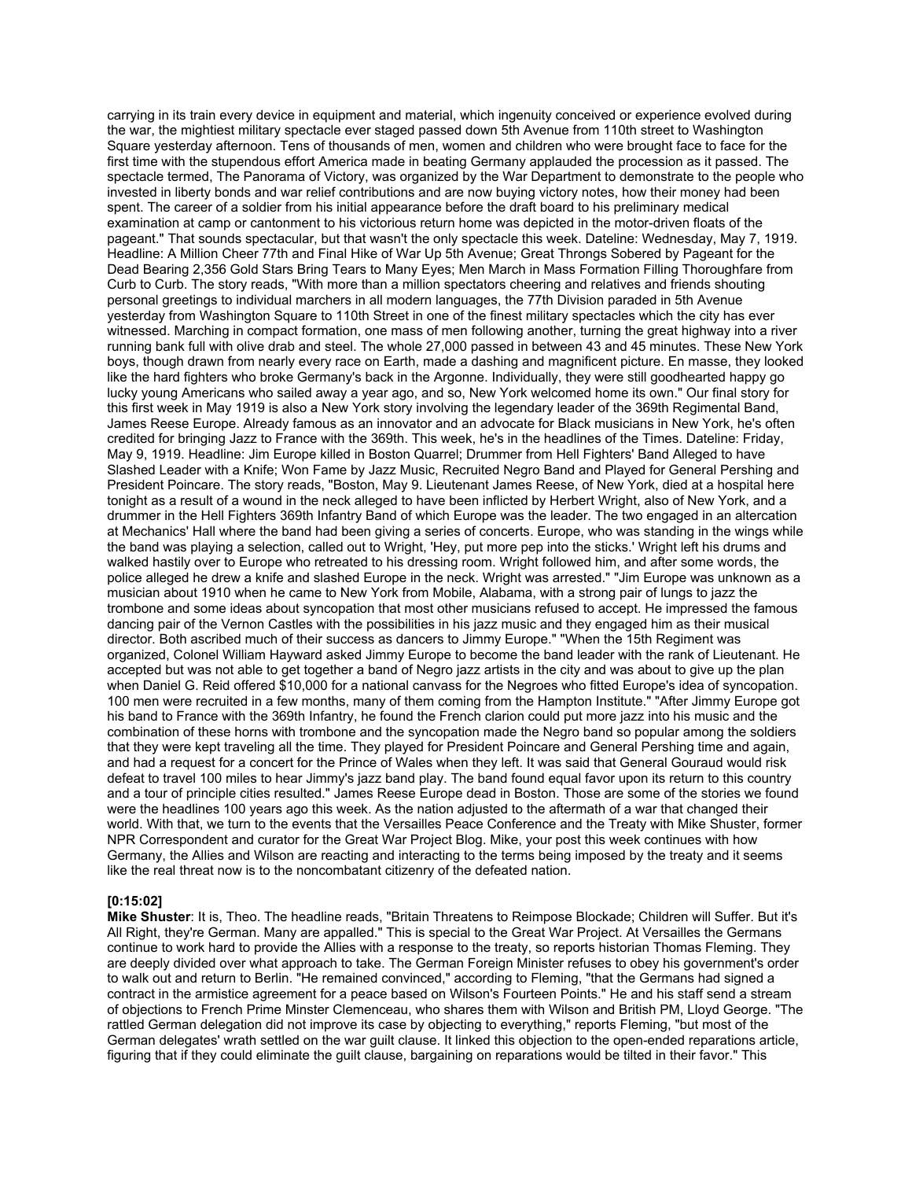carrying in its train every device in equipment and material, which ingenuity conceived or experience evolved during the war, the mightiest military spectacle ever staged passed down 5th Avenue from 110th street to Washington Square yesterday afternoon. Tens of thousands of men, women and children who were brought face to face for the first time with the stupendous effort America made in beating Germany applauded the procession as it passed. The spectacle termed, The Panorama of Victory, was organized by the War Department to demonstrate to the people who invested in liberty bonds and war relief contributions and are now buying victory notes, how their money had been spent. The career of a soldier from his initial appearance before the draft board to his preliminary medical examination at camp or cantonment to his victorious return home was depicted in the motor-driven floats of the pageant." That sounds spectacular, but that wasn't the only spectacle this week. Dateline: Wednesday, May 7, 1919. Headline: A Million Cheer 77th and Final Hike of War Up 5th Avenue; Great Throngs Sobered by Pageant for the Dead Bearing 2,356 Gold Stars Bring Tears to Many Eyes; Men March in Mass Formation Filling Thoroughfare from Curb to Curb. The story reads, "With more than a million spectators cheering and relatives and friends shouting personal greetings to individual marchers in all modern languages, the 77th Division paraded in 5th Avenue yesterday from Washington Square to 110th Street in one of the finest military spectacles which the city has ever witnessed. Marching in compact formation, one mass of men following another, turning the great highway into a river running bank full with olive drab and steel. The whole 27,000 passed in between 43 and 45 minutes. These New York boys, though drawn from nearly every race on Earth, made a dashing and magnificent picture. En masse, they looked like the hard fighters who broke Germany's back in the Argonne. Individually, they were still goodhearted happy go lucky young Americans who sailed away a year ago, and so, New York welcomed home its own." Our final story for this first week in May 1919 is also a New York story involving the legendary leader of the 369th Regimental Band, James Reese Europe. Already famous as an innovator and an advocate for Black musicians in New York, he's often credited for bringing Jazz to France with the 369th. This week, he's in the headlines of the Times. Dateline: Friday, May 9, 1919. Headline: Jim Europe killed in Boston Quarrel; Drummer from Hell Fighters' Band Alleged to have Slashed Leader with a Knife; Won Fame by Jazz Music, Recruited Negro Band and Played for General Pershing and President Poincare. The story reads, "Boston, May 9. Lieutenant James Reese, of New York, died at a hospital here tonight as a result of a wound in the neck alleged to have been inflicted by Herbert Wright, also of New York, and a drummer in the Hell Fighters 369th Infantry Band of which Europe was the leader. The two engaged in an altercation at Mechanics' Hall where the band had been giving a series of concerts. Europe, who was standing in the wings while the band was playing a selection, called out to Wright, 'Hey, put more pep into the sticks.' Wright left his drums and walked hastily over to Europe who retreated to his dressing room. Wright followed him, and after some words, the police alleged he drew a knife and slashed Europe in the neck. Wright was arrested." "Jim Europe was unknown as a musician about 1910 when he came to New York from Mobile, Alabama, with a strong pair of lungs to jazz the trombone and some ideas about syncopation that most other musicians refused to accept. He impressed the famous dancing pair of the Vernon Castles with the possibilities in his jazz music and they engaged him as their musical director. Both ascribed much of their success as dancers to Jimmy Europe." "When the 15th Regiment was organized, Colonel William Hayward asked Jimmy Europe to become the band leader with the rank of Lieutenant. He accepted but was not able to get together a band of Negro jazz artists in the city and was about to give up the plan when Daniel G. Reid offered $10,000 for a national canvass for the Negroes who fitted Europe's idea of syncopation. 100 men were recruited in a few months, many of them coming from the Hampton Institute." "After Jimmy Europe got his band to France with the 369th Infantry, he found the French clarion could put more jazz into his music and the combination of these horns with trombone and the syncopation made the Negro band so popular among the soldiers that they were kept traveling all the time. They played for President Poincare and General Pershing time and again, and had a request for a concert for the Prince of Wales when they left. It was said that General Gouraud would risk defeat to travel 100 miles to hear Jimmy's jazz band play. The band found equal favor upon its return to this country and a tour of principle cities resulted." James Reese Europe dead in Boston. Those are some of the stories we found were the headlines 100 years ago this week. As the nation adjusted to the aftermath of a war that changed their world. With that, we turn to the events that the Versailles Peace Conference and the Treaty with Mike Shuster, former NPR Correspondent and curator for the Great War Project Blog. Mike, your post this week continues with how Germany, the Allies and Wilson are reacting and interacting to the terms being imposed by the treaty and it seems like the real threat now is to the noncombatant citizenry of the defeated nation.

**[0:15:02]**

**Mike Shuster**: It is, Theo. The headline reads, "Britain Threatens to Reimpose Blockade; Children will Suffer. But it's All Right, they're German. Many are appalled." This is special to the Great War Project. At Versailles the Germans continue to work hard to provide the Allies with a response to the treaty, so reports historian Thomas Fleming. They are deeply divided over what approach to take. The German Foreign Minister refuses to obey his government's order to walk out and return to Berlin. "He remained convinced," according to Fleming, "that the Germans had signed a contract in the armistice agreement for a peace based on Wilson's Fourteen Points." He and his staff send a stream of objections to French Prime Minster Clemenceau, who shares them with Wilson and British PM, Lloyd George. "The rattled German delegation did not improve its case by objecting to everything," reports Fleming, "but most of the German delegates' wrath settled on the war guilt clause. It linked this objection to the open-ended reparations article, figuring that if they could eliminate the guilt clause, bargaining on reparations would be tilted in their favor." This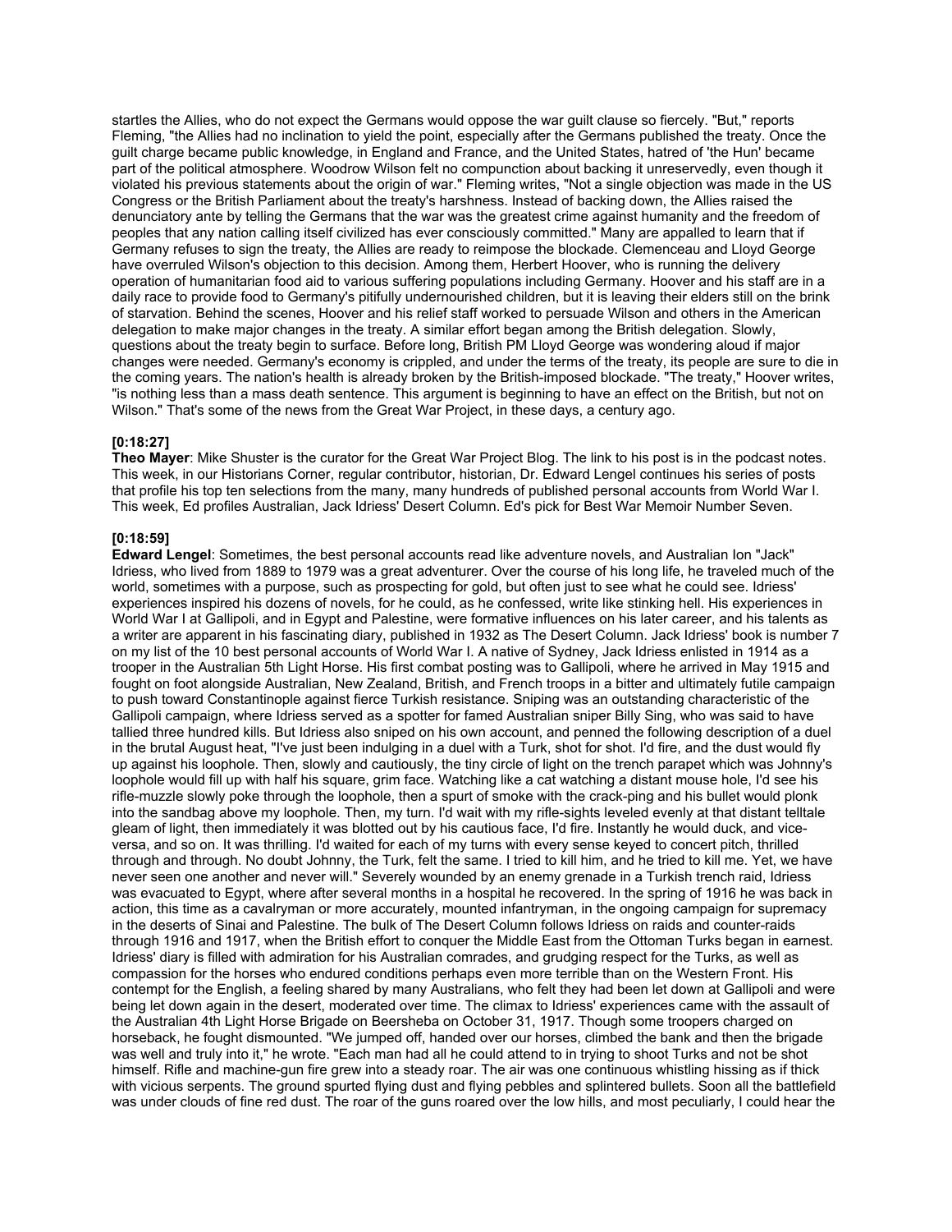startles the Allies, who do not expect the Germans would oppose the war guilt clause so fiercely. "But," reports Fleming, "the Allies had no inclination to yield the point, especially after the Germans published the treaty. Once the guilt charge became public knowledge, in England and France, and the United States, hatred of 'the Hun' became part of the political atmosphere. Woodrow Wilson felt no compunction about backing it unreservedly, even though it violated his previous statements about the origin of war." Fleming writes, "Not a single objection was made in the US Congress or the British Parliament about the treaty's harshness. Instead of backing down, the Allies raised the denunciatory ante by telling the Germans that the war was the greatest crime against humanity and the freedom of peoples that any nation calling itself civilized has ever consciously committed." Many are appalled to learn that if Germany refuses to sign the treaty, the Allies are ready to reimpose the blockade. Clemenceau and Lloyd George have overruled Wilson's objection to this decision. Among them, Herbert Hoover, who is running the delivery operation of humanitarian food aid to various suffering populations including Germany. Hoover and his staff are in a daily race to provide food to Germany's pitifully undernourished children, but it is leaving their elders still on the brink of starvation. Behind the scenes, Hoover and his relief staff worked to persuade Wilson and others in the American delegation to make major changes in the treaty. A similar effort began among the British delegation. Slowly, questions about the treaty begin to surface. Before long, British PM Lloyd George was wondering aloud if major changes were needed. Germany's economy is crippled, and under the terms of the treaty, its people are sure to die in the coming years. The nation's health is already broken by the British-imposed blockade. "The treaty," Hoover writes, "is nothing less than a mass death sentence. This argument is beginning to have an effect on the British, but not on Wilson." That's some of the news from the Great War Project, in these days, a century ago.

**[0:18:27]**
**Theo Mayer**: Mike Shuster is the curator for the Great War Project Blog. The link to his post is in the podcast notes. This week, in our Historians Corner, regular contributor, historian, Dr. Edward Lengel continues his series of posts that profile his top ten selections from the many, many hundreds of published personal accounts from World War I. This week, Ed profiles Australian, Jack Idriess' Desert Column. Ed's pick for Best War Memoir Number Seven.

**[0:18:59]**
**Edward Lengel**: Sometimes, the best personal accounts read like adventure novels, and Australian Ion "Jack" Idriess, who lived from 1889 to 1979 was a great adventurer. Over the course of his long life, he traveled much of the world, sometimes with a purpose, such as prospecting for gold, but often just to see what he could see. Idriess' experiences inspired his dozens of novels, for he could, as he confessed, write like stinking hell. His experiences in World War I at Gallipoli, and in Egypt and Palestine, were formative influences on his later career, and his talents as a writer are apparent in his fascinating diary, published in 1932 as The Desert Column. Jack Idriess' book is number 7 on my list of the 10 best personal accounts of World War I. A native of Sydney, Jack Idriess enlisted in 1914 as a trooper in the Australian 5th Light Horse. His first combat posting was to Gallipoli, where he arrived in May 1915 and fought on foot alongside Australian, New Zealand, British, and French troops in a bitter and ultimately futile campaign to push toward Constantinople against fierce Turkish resistance. Sniping was an outstanding characteristic of the Gallipoli campaign, where Idriess served as a spotter for famed Australian sniper Billy Sing, who was said to have tallied three hundred kills. But Idriess also sniped on his own account, and penned the following description of a duel in the brutal August heat, "I've just been indulging in a duel with a Turk, shot for shot. I'd fire, and the dust would fly up against his loophole. Then, slowly and cautiously, the tiny circle of light on the trench parapet which was Johnny's loophole would fill up with half his square, grim face. Watching like a cat watching a distant mouse hole, I'd see his rifle-muzzle slowly poke through the loophole, then a spurt of smoke with the crack-ping and his bullet would plonk into the sandbag above my loophole. Then, my turn. I'd wait with my rifle-sights leveled evenly at that distant telltale gleam of light, then immediately it was blotted out by his cautious face, I'd fire. Instantly he would duck, and vice-versa, and so on. It was thrilling. I'd waited for each of my turns with every sense keyed to concert pitch, thrilled through and through. No doubt Johnny, the Turk, felt the same. I tried to kill him, and he tried to kill me. Yet, we have never seen one another and never will." Severely wounded by an enemy grenade in a Turkish trench raid, Idriess was evacuated to Egypt, where after several months in a hospital he recovered. In the spring of 1916 he was back in action, this time as a cavalryman or more accurately, mounted infantryman, in the ongoing campaign for supremacy in the deserts of Sinai and Palestine. The bulk of The Desert Column follows Idriess on raids and counter-raids through 1916 and 1917, when the British effort to conquer the Middle East from the Ottoman Turks began in earnest. Idriess' diary is filled with admiration for his Australian comrades, and grudging respect for the Turks, as well as compassion for the horses who endured conditions perhaps even more terrible than on the Western Front. His contempt for the English, a feeling shared by many Australians, who felt they had been let down at Gallipoli and were being let down again in the desert, moderated over time. The climax to Idriess' experiences came with the assault of the Australian 4th Light Horse Brigade on Beersheba on October 31, 1917. Though some troopers charged on horseback, he fought dismounted. "We jumped off, handed over our horses, climbed the bank and then the brigade was well and truly into it," he wrote. "Each man had all he could attend to in trying to shoot Turks and not be shot himself. Rifle and machine-gun fire grew into a steady roar. The air was one continuous whistling hissing as if thick with vicious serpents. The ground spurted flying dust and flying pebbles and splintered bullets. Soon all the battlefield was under clouds of fine red dust. The roar of the guns roared over the low hills, and most peculiarly, I could hear the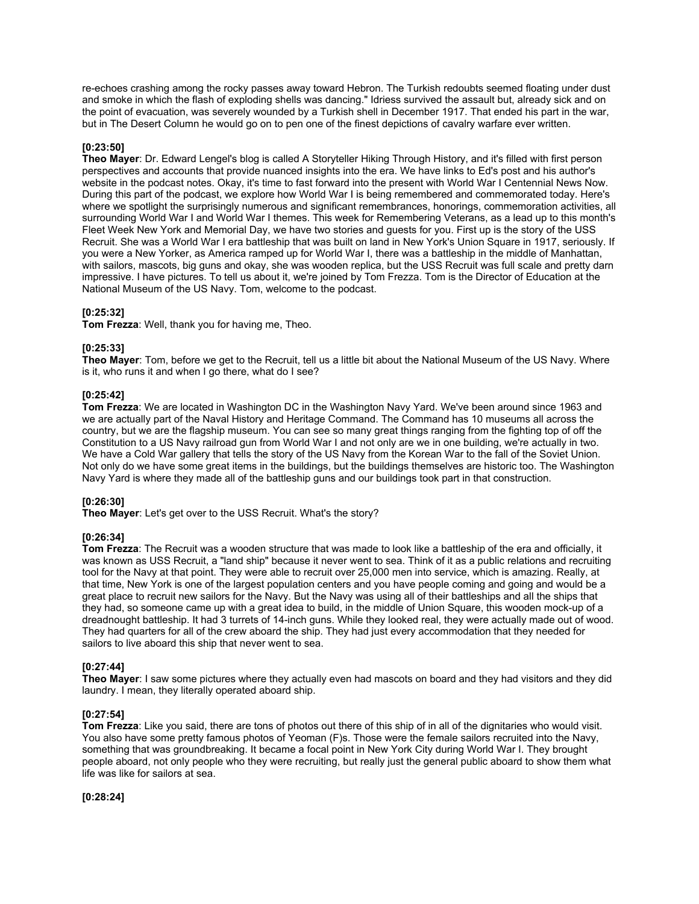re-echoes crashing among the rocky passes away toward Hebron. The Turkish redoubts seemed floating under dust and smoke in which the flash of exploding shells was dancing." Idriess survived the assault but, already sick and on the point of evacuation, was severely wounded by a Turkish shell in December 1917. That ended his part in the war, but in The Desert Column he would go on to pen one of the finest depictions of cavalry warfare ever written.

**[0:23:50]**
**Theo Mayer**: Dr. Edward Lengel's blog is called A Storyteller Hiking Through History, and it's filled with first person perspectives and accounts that provide nuanced insights into the era. We have links to Ed's post and his author's website in the podcast notes. Okay, it's time to fast forward into the present with World War I Centennial News Now. During this part of the podcast, we explore how World War I is being remembered and commemorated today. Here's where we spotlight the surprisingly numerous and significant remembrances, honorings, commemoration activities, all surrounding World War I and World War I themes. This week for Remembering Veterans, as a lead up to this month's Fleet Week New York and Memorial Day, we have two stories and guests for you. First up is the story of the USS Recruit. She was a World War I era battleship that was built on land in New York's Union Square in 1917, seriously. If you were a New Yorker, as America ramped up for World War I, there was a battleship in the middle of Manhattan, with sailors, mascots, big guns and okay, she was wooden replica, but the USS Recruit was full scale and pretty darn impressive. I have pictures. To tell us about it, we're joined by Tom Frezza. Tom is the Director of Education at the National Museum of the US Navy. Tom, welcome to the podcast.

**[0:25:32]**
**Tom Frezza**: Well, thank you for having me, Theo.

**[0:25:33]**
**Theo Mayer**: Tom, before we get to the Recruit, tell us a little bit about the National Museum of the US Navy. Where is it, who runs it and when I go there, what do I see?

**[0:25:42]**
**Tom Frezza**: We are located in Washington DC in the Washington Navy Yard. We've been around since 1963 and we are actually part of the Naval History and Heritage Command. The Command has 10 museums all across the country, but we are the flagship museum. You can see so many great things ranging from the fighting top of off the Constitution to a US Navy railroad gun from World War I and not only are we in one building, we're actually in two. We have a Cold War gallery that tells the story of the US Navy from the Korean War to the fall of the Soviet Union. Not only do we have some great items in the buildings, but the buildings themselves are historic too. The Washington Navy Yard is where they made all of the battleship guns and our buildings took part in that construction.

**[0:26:30]**
**Theo Mayer**: Let's get over to the USS Recruit. What's the story?

**[0:26:34]**
**Tom Frezza**: The Recruit was a wooden structure that was made to look like a battleship of the era and officially, it was known as USS Recruit, a "land ship" because it never went to sea. Think of it as a public relations and recruiting tool for the Navy at that point. They were able to recruit over 25,000 men into service, which is amazing. Really, at that time, New York is one of the largest population centers and you have people coming and going and would be a great place to recruit new sailors for the Navy. But the Navy was using all of their battleships and all the ships that they had, so someone came up with a great idea to build, in the middle of Union Square, this wooden mock-up of a dreadnought battleship. It had 3 turrets of 14-inch guns. While they looked real, they were actually made out of wood. They had quarters for all of the crew aboard the ship. They had just every accommodation that they needed for sailors to live aboard this ship that never went to sea.

**[0:27:44]**
**Theo Mayer**: I saw some pictures where they actually even had mascots on board and they had visitors and they did laundry. I mean, they literally operated aboard ship.

**[0:27:54]**
**Tom Frezza**: Like you said, there are tons of photos out there of this ship of in all of the dignitaries who would visit. You also have some pretty famous photos of Yeoman (F)s. Those were the female sailors recruited into the Navy, something that was groundbreaking. It became a focal point in New York City during World War I. They brought people aboard, not only people who they were recruiting, but really just the general public aboard to show them what life was like for sailors at sea.

**[0:28:24]**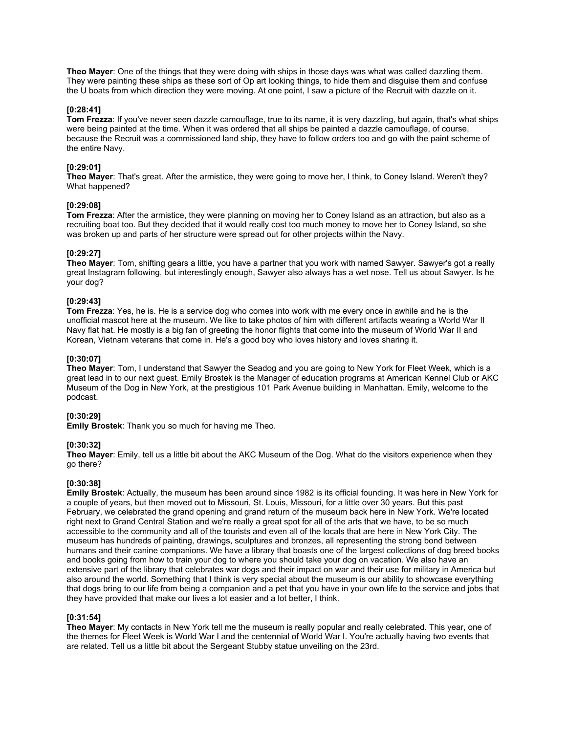**Theo Mayer**: One of the things that they were doing with ships in those days was what was called dazzling them. They were painting these ships as these sort of Op art looking things, to hide them and disguise them and confuse the U boats from which direction they were moving. At one point, I saw a picture of the Recruit with dazzle on it.

**[0:28:41]**
**Tom Frezza**: If you've never seen dazzle camouflage, true to its name, it is very dazzling, but again, that's what ships were being painted at the time. When it was ordered that all ships be painted a dazzle camouflage, of course, because the Recruit was a commissioned land ship, they have to follow orders too and go with the paint scheme of the entire Navy.

**[0:29:01]**
**Theo Mayer**: That's great. After the armistice, they were going to move her, I think, to Coney Island. Weren't they? What happened?

**[0:29:08]**
**Tom Frezza**: After the armistice, they were planning on moving her to Coney Island as an attraction, but also as a recruiting boat too. But they decided that it would really cost too much money to move her to Coney Island, so she was broken up and parts of her structure were spread out for other projects within the Navy.

**[0:29:27]**
**Theo Mayer**: Tom, shifting gears a little, you have a partner that you work with named Sawyer. Sawyer's got a really great Instagram following, but interestingly enough, Sawyer also always has a wet nose. Tell us about Sawyer. Is he your dog?

**[0:29:43]**
**Tom Frezza**: Yes, he is. He is a service dog who comes into work with me every once in awhile and he is the unofficial mascot here at the museum. We like to take photos of him with different artifacts wearing a World War II Navy flat hat. He mostly is a big fan of greeting the honor flights that come into the museum of World War II and Korean, Vietnam veterans that come in. He's a good boy who loves history and loves sharing it.

**[0:30:07]**
**Theo Mayer**: Tom, I understand that Sawyer the Seadog and you are going to New York for Fleet Week, which is a great lead in to our next guest. Emily Brostek is the Manager of education programs at American Kennel Club or AKC Museum of the Dog in New York, at the prestigious 101 Park Avenue building in Manhattan. Emily, welcome to the podcast.

**[0:30:29]**
**Emily Brostek**: Thank you so much for having me Theo.

**[0:30:32]**
**Theo Mayer**: Emily, tell us a little bit about the AKC Museum of the Dog. What do the visitors experience when they go there?

**[0:30:38]**
**Emily Brostek**: Actually, the museum has been around since 1982 is its official founding. It was here in New York for a couple of years, but then moved out to Missouri, St. Louis, Missouri, for a little over 30 years. But this past February, we celebrated the grand opening and grand return of the museum back here in New York. We're located right next to Grand Central Station and we're really a great spot for all of the arts that we have, to be so much accessible to the community and all of the tourists and even all of the locals that are here in New York City. The museum has hundreds of painting, drawings, sculptures and bronzes, all representing the strong bond between humans and their canine companions. We have a library that boasts one of the largest collections of dog breed books and books going from how to train your dog to where you should take your dog on vacation. We also have an extensive part of the library that celebrates war dogs and their impact on war and their use for military in America but also around the world. Something that I think is very special about the museum is our ability to showcase everything that dogs bring to our life from being a companion and a pet that you have in your own life to the service and jobs that they have provided that make our lives a lot easier and a lot better, I think.

**[0:31:54]**
**Theo Mayer**: My contacts in New York tell me the museum is really popular and really celebrated. This year, one of the themes for Fleet Week is World War I and the centennial of World War I. You're actually having two events that are related. Tell us a little bit about the Sergeant Stubby statue unveiling on the 23rd.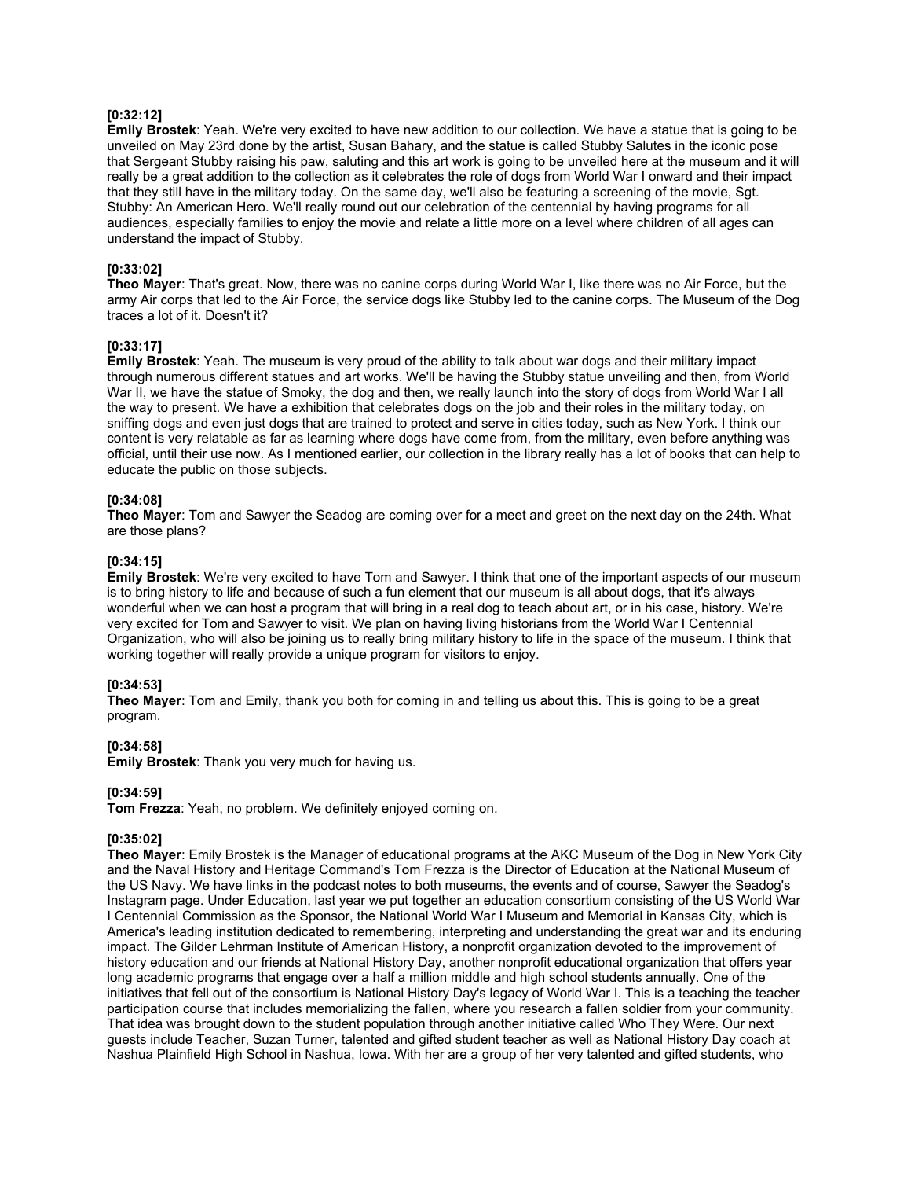**[0:32:12]**
**Emily Brostek**: Yeah. We're very excited to have new addition to our collection. We have a statue that is going to be unveiled on May 23rd done by the artist, Susan Bahary, and the statue is called Stubby Salutes in the iconic pose that Sergeant Stubby raising his paw, saluting and this art work is going to be unveiled here at the museum and it will really be a great addition to the collection as it celebrates the role of dogs from World War I onward and their impact that they still have in the military today. On the same day, we'll also be featuring a screening of the movie, Sgt. Stubby: An American Hero. We'll really round out our celebration of the centennial by having programs for all audiences, especially families to enjoy the movie and relate a little more on a level where children of all ages can understand the impact of Stubby.

**[0:33:02]**
**Theo Mayer**: That's great. Now, there was no canine corps during World War I, like there was no Air Force, but the army Air corps that led to the Air Force, the service dogs like Stubby led to the canine corps. The Museum of the Dog traces a lot of it. Doesn't it?

**[0:33:17]**
**Emily Brostek**: Yeah. The museum is very proud of the ability to talk about war dogs and their military impact through numerous different statues and art works. We'll be having the Stubby statue unveiling and then, from World War II, we have the statue of Smoky, the dog and then, we really launch into the story of dogs from World War I all the way to present. We have a exhibition that celebrates dogs on the job and their roles in the military today, on sniffing dogs and even just dogs that are trained to protect and serve in cities today, such as New York. I think our content is very relatable as far as learning where dogs have come from, from the military, even before anything was official, until their use now. As I mentioned earlier, our collection in the library really has a lot of books that can help to educate the public on those subjects.

**[0:34:08]**
**Theo Mayer**: Tom and Sawyer the Seadog are coming over for a meet and greet on the next day on the 24th. What are those plans?

**[0:34:15]**
**Emily Brostek**: We're very excited to have Tom and Sawyer. I think that one of the important aspects of our museum is to bring history to life and because of such a fun element that our museum is all about dogs, that it's always wonderful when we can host a program that will bring in a real dog to teach about art, or in his case, history. We're very excited for Tom and Sawyer to visit. We plan on having living historians from the World War I Centennial Organization, who will also be joining us to really bring military history to life in the space of the museum. I think that working together will really provide a unique program for visitors to enjoy.

**[0:34:53]**
**Theo Mayer**: Tom and Emily, thank you both for coming in and telling us about this. This is going to be a great program.

**[0:34:58]**
**Emily Brostek**: Thank you very much for having us.

**[0:34:59]**
**Tom Frezza**: Yeah, no problem. We definitely enjoyed coming on.

**[0:35:02]**
**Theo Mayer**: Emily Brostek is the Manager of educational programs at the AKC Museum of the Dog in New York City and the Naval History and Heritage Command's Tom Frezza is the Director of Education at the National Museum of the US Navy. We have links in the podcast notes to both museums, the events and of course, Sawyer the Seadog's Instagram page. Under Education, last year we put together an education consortium consisting of the US World War I Centennial Commission as the Sponsor, the National World War I Museum and Memorial in Kansas City, which is America's leading institution dedicated to remembering, interpreting and understanding the great war and its enduring impact. The Gilder Lehrman Institute of American History, a nonprofit organization devoted to the improvement of history education and our friends at National History Day, another nonprofit educational organization that offers year long academic programs that engage over a half a million middle and high school students annually. One of the initiatives that fell out of the consortium is National History Day's legacy of World War I. This is a teaching the teacher participation course that includes memorializing the fallen, where you research a fallen soldier from your community. That idea was brought down to the student population through another initiative called Who They Were. Our next guests include Teacher, Suzan Turner, talented and gifted student teacher as well as National History Day coach at Nashua Plainfield High School in Nashua, Iowa. With her are a group of her very talented and gifted students, who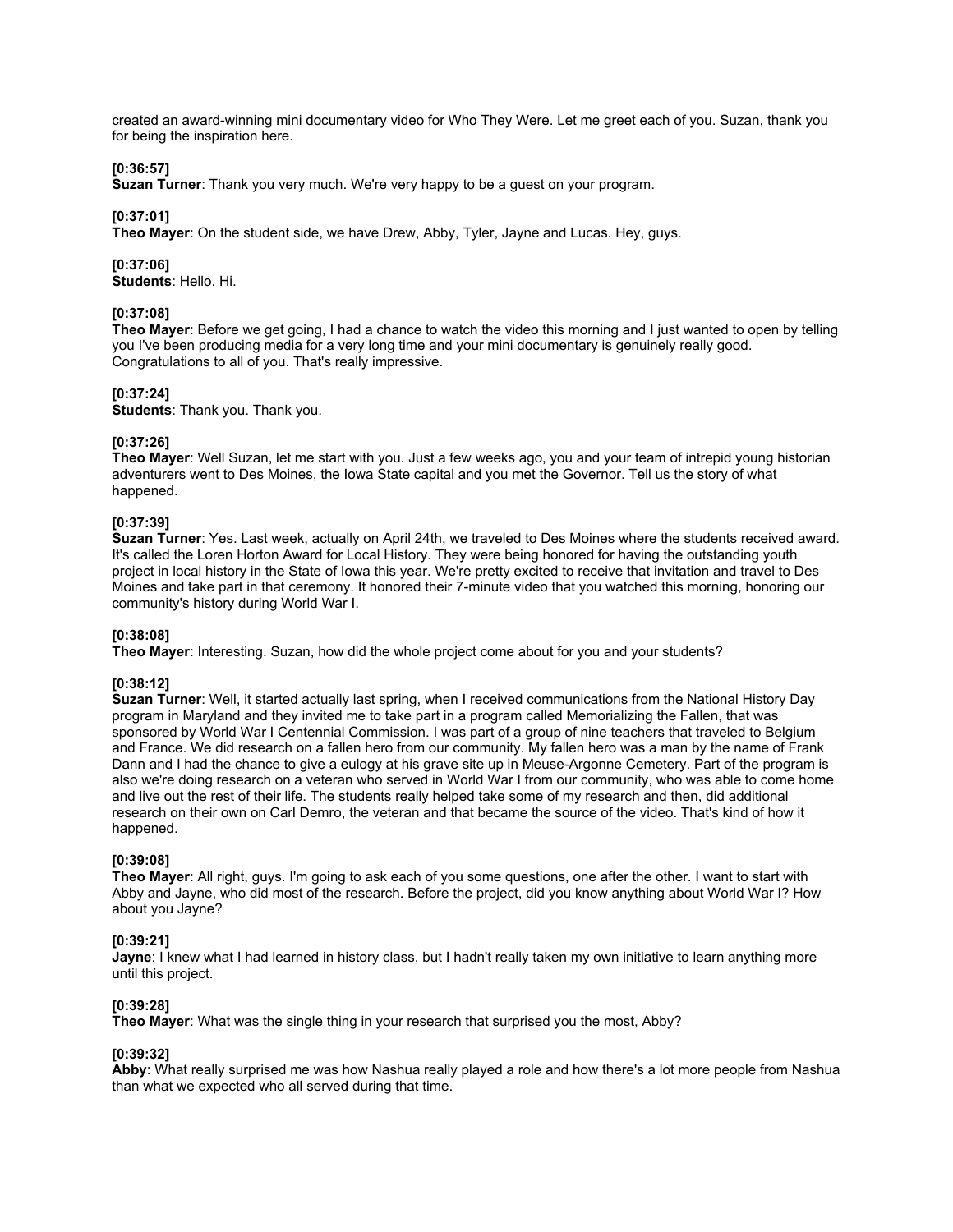created an award-winning mini documentary video for Who They Were. Let me greet each of you. Suzan, thank you for being the inspiration here.

**[0:36:57]**
**Suzan Turner**: Thank you very much. We're very happy to be a guest on your program.

**[0:37:01]**
**Theo Mayer**: On the student side, we have Drew, Abby, Tyler, Jayne and Lucas. Hey, guys.

**[0:37:06]**
**Students**: Hello. Hi.

**[0:37:08]**
**Theo Mayer**: Before we get going, I had a chance to watch the video this morning and I just wanted to open by telling you I've been producing media for a very long time and your mini documentary is genuinely really good. Congratulations to all of you. That's really impressive.

**[0:37:24]**
**Students**: Thank you. Thank you.

**[0:37:26]**
**Theo Mayer**: Well Suzan, let me start with you. Just a few weeks ago, you and your team of intrepid young historian adventurers went to Des Moines, the Iowa State capital and you met the Governor. Tell us the story of what happened.

**[0:37:39]**
**Suzan Turner**: Yes. Last week, actually on April 24th, we traveled to Des Moines where the students received award. It's called the Loren Horton Award for Local History. They were being honored for having the outstanding youth project in local history in the State of Iowa this year. We're pretty excited to receive that invitation and travel to Des Moines and take part in that ceremony. It honored their 7-minute video that you watched this morning, honoring our community's history during World War I.

**[0:38:08]**
**Theo Mayer**: Interesting. Suzan, how did the whole project come about for you and your students?

**[0:38:12]**
**Suzan Turner**: Well, it started actually last spring, when I received communications from the National History Day program in Maryland and they invited me to take part in a program called Memorializing the Fallen, that was sponsored by World War I Centennial Commission. I was part of a group of nine teachers that traveled to Belgium and France. We did research on a fallen hero from our community. My fallen hero was a man by the name of Frank Dann and I had the chance to give a eulogy at his grave site up in Meuse-Argonne Cemetery. Part of the program is also we're doing research on a veteran who served in World War I from our community, who was able to come home and live out the rest of their life. The students really helped take some of my research and then, did additional research on their own on Carl Demro, the veteran and that became the source of the video. That's kind of how it happened.

**[0:39:08]**
**Theo Mayer**: All right, guys. I'm going to ask each of you some questions, one after the other. I want to start with Abby and Jayne, who did most of the research. Before the project, did you know anything about World War I? How about you Jayne?

**[0:39:21]**
**Jayne**: I knew what I had learned in history class, but I hadn't really taken my own initiative to learn anything more until this project.

**[0:39:28]**
**Theo Mayer**: What was the single thing in your research that surprised you the most, Abby?

**[0:39:32]**
**Abby**: What really surprised me was how Nashua really played a role and how there's a lot more people from Nashua than what we expected who all served during that time.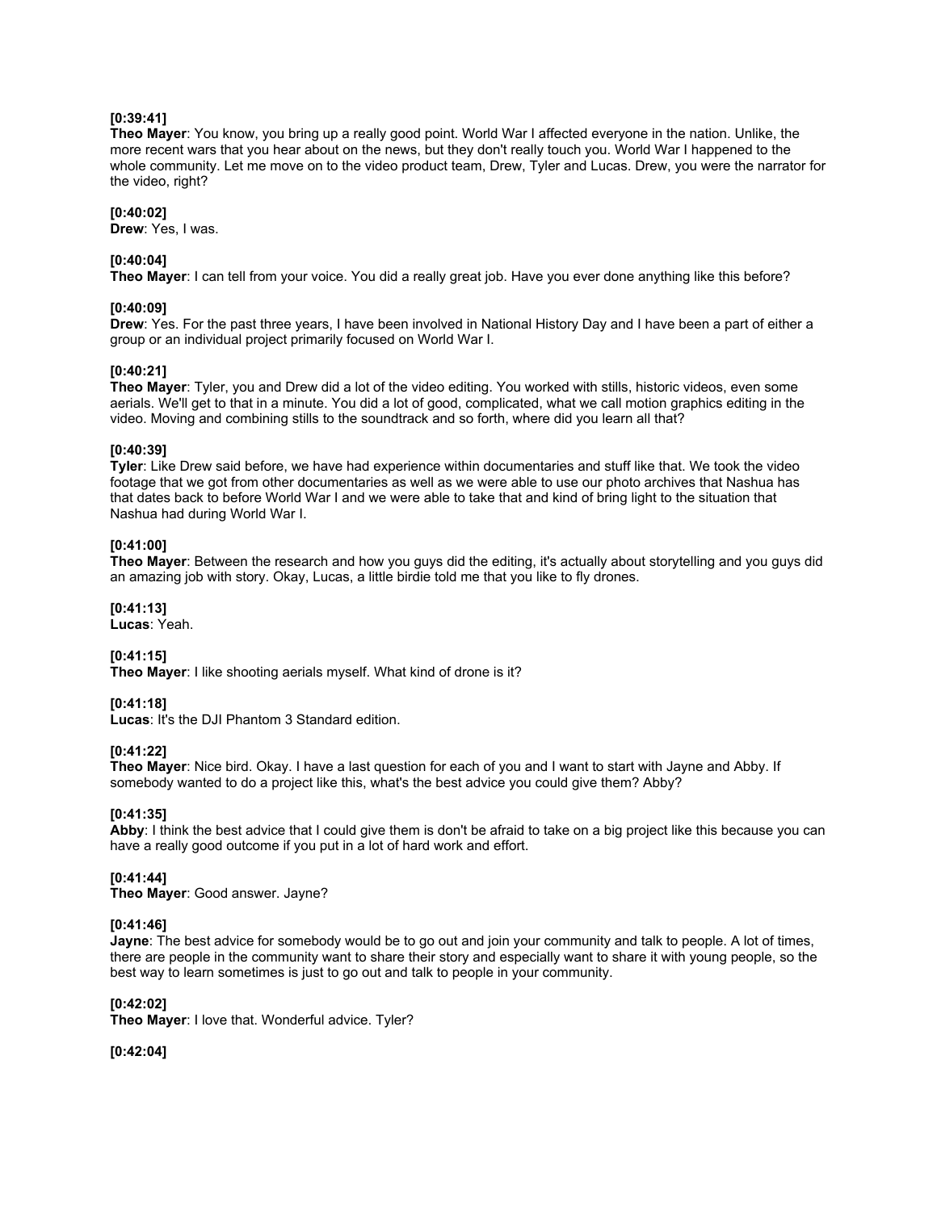**[0:39:41]**
**Theo Mayer**: You know, you bring up a really good point. World War I affected everyone in the nation. Unlike, the more recent wars that you hear about on the news, but they don't really touch you. World War I happened to the whole community. Let me move on to the video product team, Drew, Tyler and Lucas. Drew, you were the narrator for the video, right?

**[0:40:02]**
**Drew**: Yes, I was.

**[0:40:04]**
**Theo Mayer**: I can tell from your voice. You did a really great job. Have you ever done anything like this before?

**[0:40:09]**
**Drew**: Yes. For the past three years, I have been involved in National History Day and I have been a part of either a group or an individual project primarily focused on World War I.

**[0:40:21]**
**Theo Mayer**: Tyler, you and Drew did a lot of the video editing. You worked with stills, historic videos, even some aerials. We'll get to that in a minute. You did a lot of good, complicated, what we call motion graphics editing in the video. Moving and combining stills to the soundtrack and so forth, where did you learn all that?

**[0:40:39]**
**Tyler**: Like Drew said before, we have had experience within documentaries and stuff like that. We took the video footage that we got from other documentaries as well as we were able to use our photo archives that Nashua has that dates back to before World War I and we were able to take that and kind of bring light to the situation that Nashua had during World War I.

**[0:41:00]**
**Theo Mayer**: Between the research and how you guys did the editing, it's actually about storytelling and you guys did an amazing job with story. Okay, Lucas, a little birdie told me that you like to fly drones.

**[0:41:13]**
**Lucas**: Yeah.

**[0:41:15]**
**Theo Mayer**: I like shooting aerials myself. What kind of drone is it?

**[0:41:18]**
**Lucas**: It's the DJI Phantom 3 Standard edition.

**[0:41:22]**
**Theo Mayer**: Nice bird. Okay. I have a last question for each of you and I want to start with Jayne and Abby. If somebody wanted to do a project like this, what's the best advice you could give them? Abby?

**[0:41:35]**
**Abby**: I think the best advice that I could give them is don't be afraid to take on a big project like this because you can have a really good outcome if you put in a lot of hard work and effort.

**[0:41:44]**
**Theo Mayer**: Good answer. Jayne?

**[0:41:46]**
**Jayne**: The best advice for somebody would be to go out and join your community and talk to people. A lot of times, there are people in the community want to share their story and especially want to share it with young people, so the best way to learn sometimes is just to go out and talk to people in your community.

**[0:42:02]**
**Theo Mayer**: I love that. Wonderful advice. Tyler?

**[0:42:04]**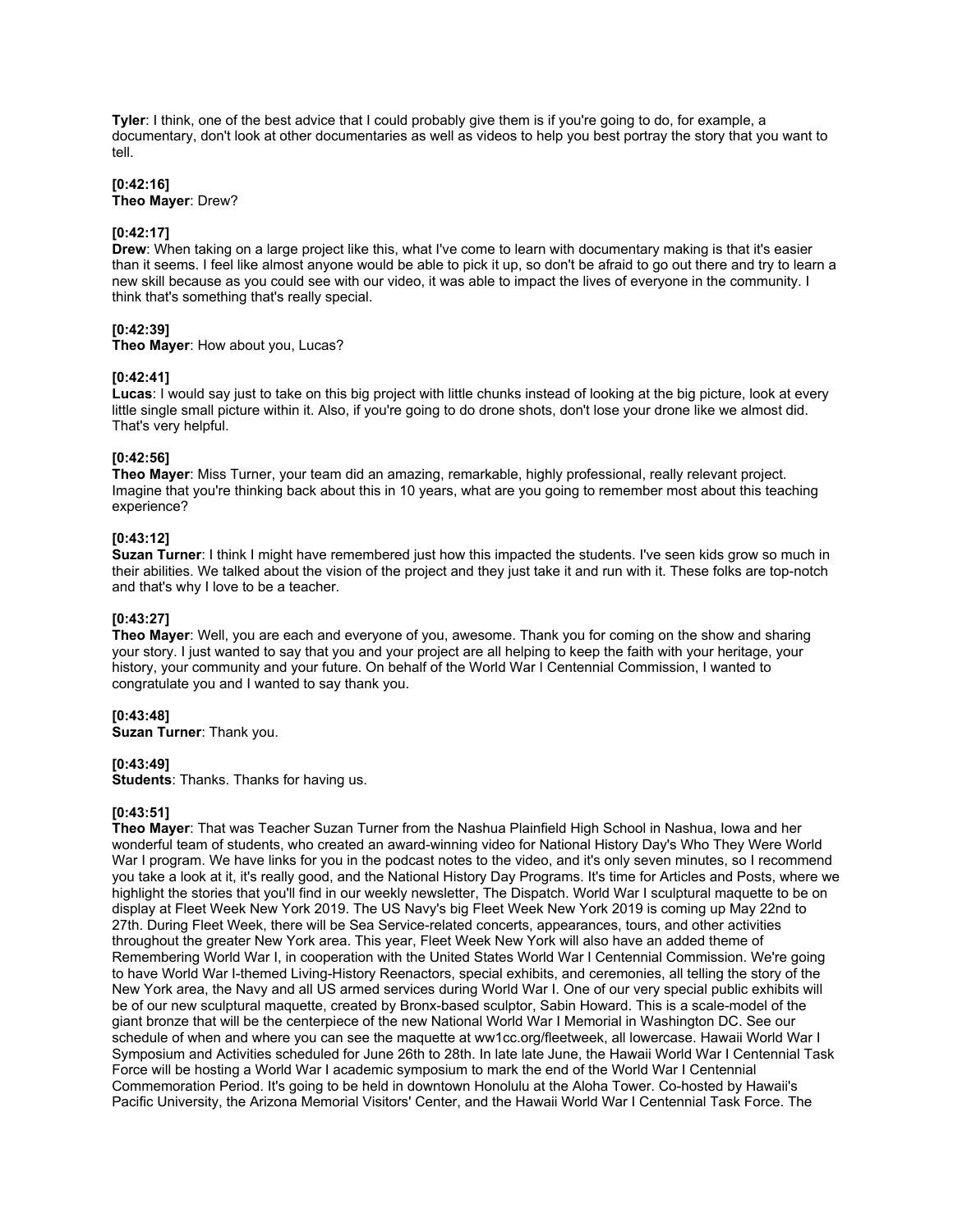**Tyler**: I think, one of the best advice that I could probably give them is if you're going to do, for example, a documentary, don't look at other documentaries as well as videos to help you best portray the story that you want to tell.

**[0:42:16]**
**Theo Mayer**: Drew?

**[0:42:17]**
**Drew**: When taking on a large project like this, what I've come to learn with documentary making is that it's easier than it seems. I feel like almost anyone would be able to pick it up, so don't be afraid to go out there and try to learn a new skill because as you could see with our video, it was able to impact the lives of everyone in the community. I think that's something that's really special.

**[0:42:39]**
**Theo Mayer**: How about you, Lucas?

**[0:42:41]**
**Lucas**: I would say just to take on this big project with little chunks instead of looking at the big picture, look at every little single small picture within it. Also, if you're going to do drone shots, don't lose your drone like we almost did. That's very helpful.

**[0:42:56]**
**Theo Mayer**: Miss Turner, your team did an amazing, remarkable, highly professional, really relevant project. Imagine that you're thinking back about this in 10 years, what are you going to remember most about this teaching experience?

**[0:43:12]**
**Suzan Turner**: I think I might have remembered just how this impacted the students. I've seen kids grow so much in their abilities. We talked about the vision of the project and they just take it and run with it. These folks are top-notch and that's why I love to be a teacher.

**[0:43:27]**
**Theo Mayer**: Well, you are each and everyone of you, awesome. Thank you for coming on the show and sharing your story. I just wanted to say that you and your project are all helping to keep the faith with your heritage, your history, your community and your future. On behalf of the World War I Centennial Commission, I wanted to congratulate you and I wanted to say thank you.

**[0:43:48]**
**Suzan Turner**: Thank you.

**[0:43:49]**
**Students**: Thanks. Thanks for having us.

**[0:43:51]**
**Theo Mayer**: That was Teacher Suzan Turner from the Nashua Plainfield High School in Nashua, Iowa and her wonderful team of students, who created an award-winning video for National History Day's Who They Were World War I program. We have links for you in the podcast notes to the video, and it's only seven minutes, so I recommend you take a look at it, it's really good, and the National History Day Programs. It's time for Articles and Posts, where we highlight the stories that you'll find in our weekly newsletter, The Dispatch. World War I sculptural maquette to be on display at Fleet Week New York 2019. The US Navy's big Fleet Week New York 2019 is coming up May 22nd to 27th. During Fleet Week, there will be Sea Service-related concerts, appearances, tours, and other activities throughout the greater New York area. This year, Fleet Week New York will also have an added theme of Remembering World War I, in cooperation with the United States World War I Centennial Commission. We're going to have World War I-themed Living-History Reenactors, special exhibits, and ceremonies, all telling the story of the New York area, the Navy and all US armed services during World War I. One of our very special public exhibits will be of our new sculptural maquette, created by Bronx-based sculptor, Sabin Howard. This is a scale-model of the giant bronze that will be the centerpiece of the new National World War I Memorial in Washington DC. See our schedule of when and where you can see the maquette at ww1cc.org/fleetweek, all lowercase. Hawaii World War I Symposium and Activities scheduled for June 26th to 28th. In late late June, the Hawaii World War I Centennial Task Force will be hosting a World War I academic symposium to mark the end of the World War I Centennial Commemoration Period. It's going to be held in downtown Honolulu at the Aloha Tower. Co-hosted by Hawaii's Pacific University, the Arizona Memorial Visitors' Center, and the Hawaii World War I Centennial Task Force. The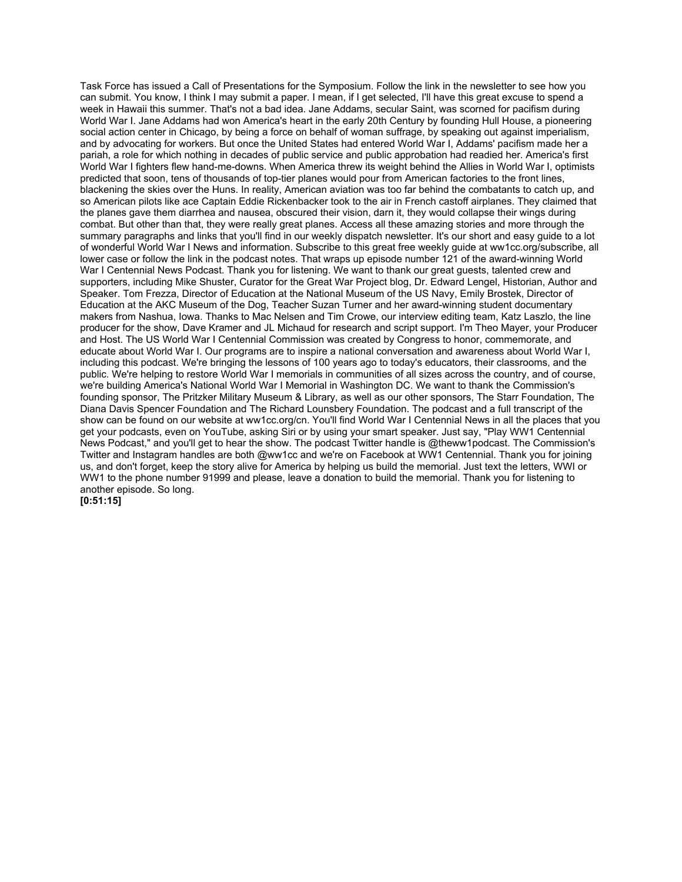Task Force has issued a Call of Presentations for the Symposium. Follow the link in the newsletter to see how you can submit. You know, I think I may submit a paper. I mean, if I get selected, I'll have this great excuse to spend a week in Hawaii this summer. That's not a bad idea. Jane Addams, secular Saint, was scorned for pacifism during World War I. Jane Addams had won America's heart in the early 20th Century by founding Hull House, a pioneering social action center in Chicago, by being a force on behalf of woman suffrage, by speaking out against imperialism, and by advocating for workers. But once the United States had entered World War I, Addams' pacifism made her a pariah, a role for which nothing in decades of public service and public approbation had readied her. America's first World War I fighters flew hand-me-downs. When America threw its weight behind the Allies in World War I, optimists predicted that soon, tens of thousands of top-tier planes would pour from American factories to the front lines, blackening the skies over the Huns. In reality, American aviation was too far behind the combatants to catch up, and so American pilots like ace Captain Eddie Rickenbacker took to the air in French castoff airplanes. They claimed that the planes gave them diarrhea and nausea, obscured their vision, darn it, they would collapse their wings during combat. But other than that, they were really great planes. Access all these amazing stories and more through the summary paragraphs and links that you'll find in our weekly dispatch newsletter. It's our short and easy guide to a lot of wonderful World War I News and information. Subscribe to this great free weekly guide at ww1cc.org/subscribe, all lower case or follow the link in the podcast notes. That wraps up episode number 121 of the award-winning World War I Centennial News Podcast. Thank you for listening. We want to thank our great guests, talented crew and supporters, including Mike Shuster, Curator for the Great War Project blog, Dr. Edward Lengel, Historian, Author and Speaker. Tom Frezza, Director of Education at the National Museum of the US Navy, Emily Brostek, Director of Education at the AKC Museum of the Dog, Teacher Suzan Turner and her award-winning student documentary makers from Nashua, Iowa. Thanks to Mac Nelsen and Tim Crowe, our interview editing team, Katz Laszlo, the line producer for the show, Dave Kramer and JL Michaud for research and script support. I'm Theo Mayer, your Producer and Host. The US World War I Centennial Commission was created by Congress to honor, commemorate, and educate about World War I. Our programs are to inspire a national conversation and awareness about World War I, including this podcast. We're bringing the lessons of 100 years ago to today's educators, their classrooms, and the public. We're helping to restore World War I memorials in communities of all sizes across the country, and of course, we're building America's National World War I Memorial in Washington DC. We want to thank the Commission's founding sponsor, The Pritzker Military Museum & Library, as well as our other sponsors, The Starr Foundation, The Diana Davis Spencer Foundation and The Richard Lounsbery Foundation. The podcast and a full transcript of the show can be found on our website at ww1cc.org/cn. You'll find World War I Centennial News in all the places that you get your podcasts, even on YouTube, asking Siri or by using your smart speaker. Just say, "Play WW1 Centennial News Podcast," and you'll get to hear the show. The podcast Twitter handle is @theww1podcast. The Commission's Twitter and Instagram handles are both @ww1cc and we're on Facebook at WW1 Centennial. Thank you for joining us, and don't forget, keep the story alive for America by helping us build the memorial. Just text the letters, WWI or WW1 to the phone number 91999 and please, leave a donation to build the memorial. Thank you for listening to another episode. So long.

**[0:51:15]**